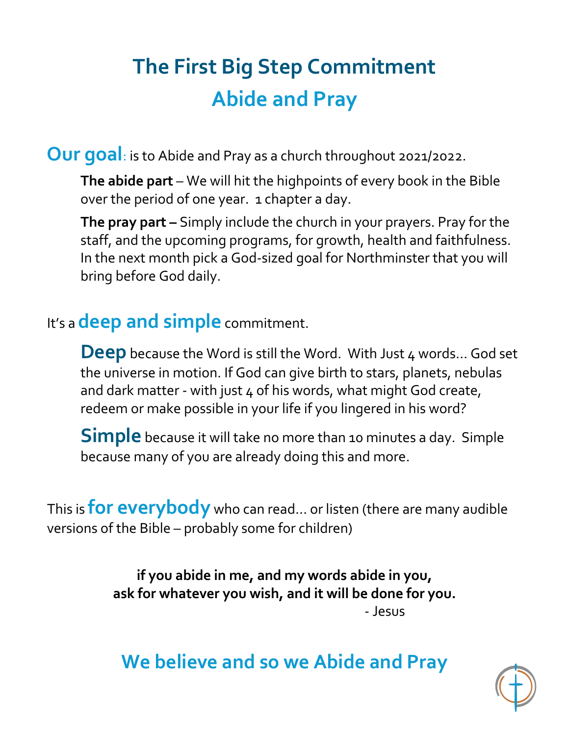# The First Big Step Commitment
## Abide and Pray

**Our goal**: is to Abide and Pray as a church throughout 2021/2022.

**The abide part** – We will hit the highpoints of every book in the Bible over the period of one year. 1 chapter a day.

**The pray part –** Simply include the church in your prayers. Pray for the staff, and the upcoming programs, for growth, health and faithfulness. In the next month pick a God-sized goal for Northminster that you will bring before God daily.

It's a **deep and simple** commitment.

**Deep** because the Word is still the Word. With Just 4 words… God set the universe in motion. If God can give birth to stars, planets, nebulas and dark matter - with just 4 of his words, what might God create, redeem or make possible in your life if you lingered in his word?

**Simple** because it will take no more than 10 minutes a day. Simple because many of you are already doing this and more.

This is **for everybody** who can read… or listen (there are many audible versions of the Bible – probably some for children)

**if you abide in me, and my words abide in you,**
**ask for whatever you wish, and it will be done for you.**
- Jesus

## We believe and so we Abide and Pray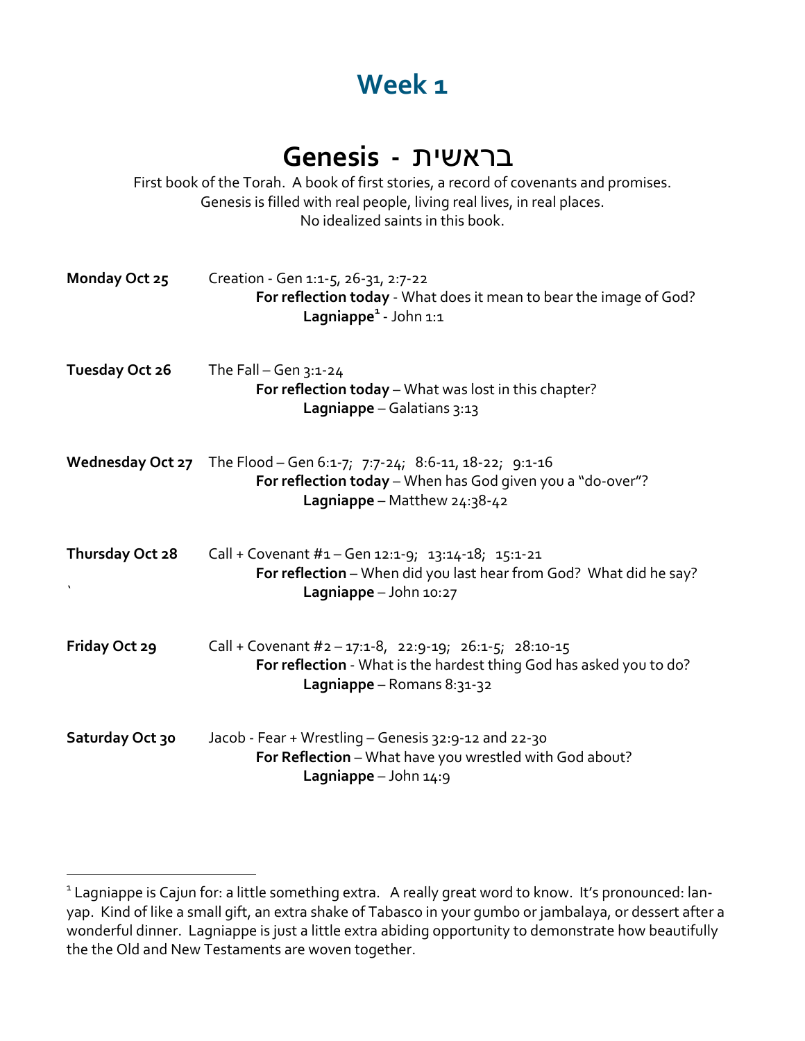# Week 1

## Genesis - בראשית

First book of the Torah. A book of first stories, a record of covenants and promises.
Genesis is filled with real people, living real lives, in real places.
No idealized saints in this book.

**Monday Oct 25** Creation - Gen 1:1-5, 26-31, 2:7-22
**For reflection today** - What does it mean to bear the image of God?
**Lagniappe**[1] - John 1:1

**Tuesday Oct 26** The Fall – Gen 3:1-24
**For reflection today** – What was lost in this chapter?
**Lagniappe** – Galatians 3:13

**Wednesday Oct 27** The Flood – Gen 6:1-7; 7:7-24; 8:6-11, 18-22; 9:1-16
**For reflection today** – When has God given you a "do-over"?
**Lagniappe** – Matthew 24:38-42

**Thursday Oct 28** Call + Covenant #1 – Gen 12:1-9; 13:14-18; 15:1-21
**For reflection** – When did you last hear from God? What did he say?
`
**Lagniappe** – John 10:27

**Friday Oct 29** Call + Covenant #2 – 17:1-8, 22:9-19; 26:1-5; 28:10-15
**For reflection** - What is the hardest thing God has asked you to do?
**Lagniappe** – Romans 8:31-32

**Saturday Oct 30** Jacob - Fear + Wrestling – Genesis 32:9-12 and 22-30
**For Reflection** – What have you wrestled with God about?
**Lagniappe** – John 14:9

---

[1] Lagniappe is Cajun for: a little something extra. A really great word to know. It's pronounced: lan-yap. Kind of like a small gift, an extra shake of Tabasco in your gumbo or jambalaya, or dessert after a wonderful dinner. Lagniappe is just a little extra abiding opportunity to demonstrate how beautifully the the Old and New Testaments are woven together.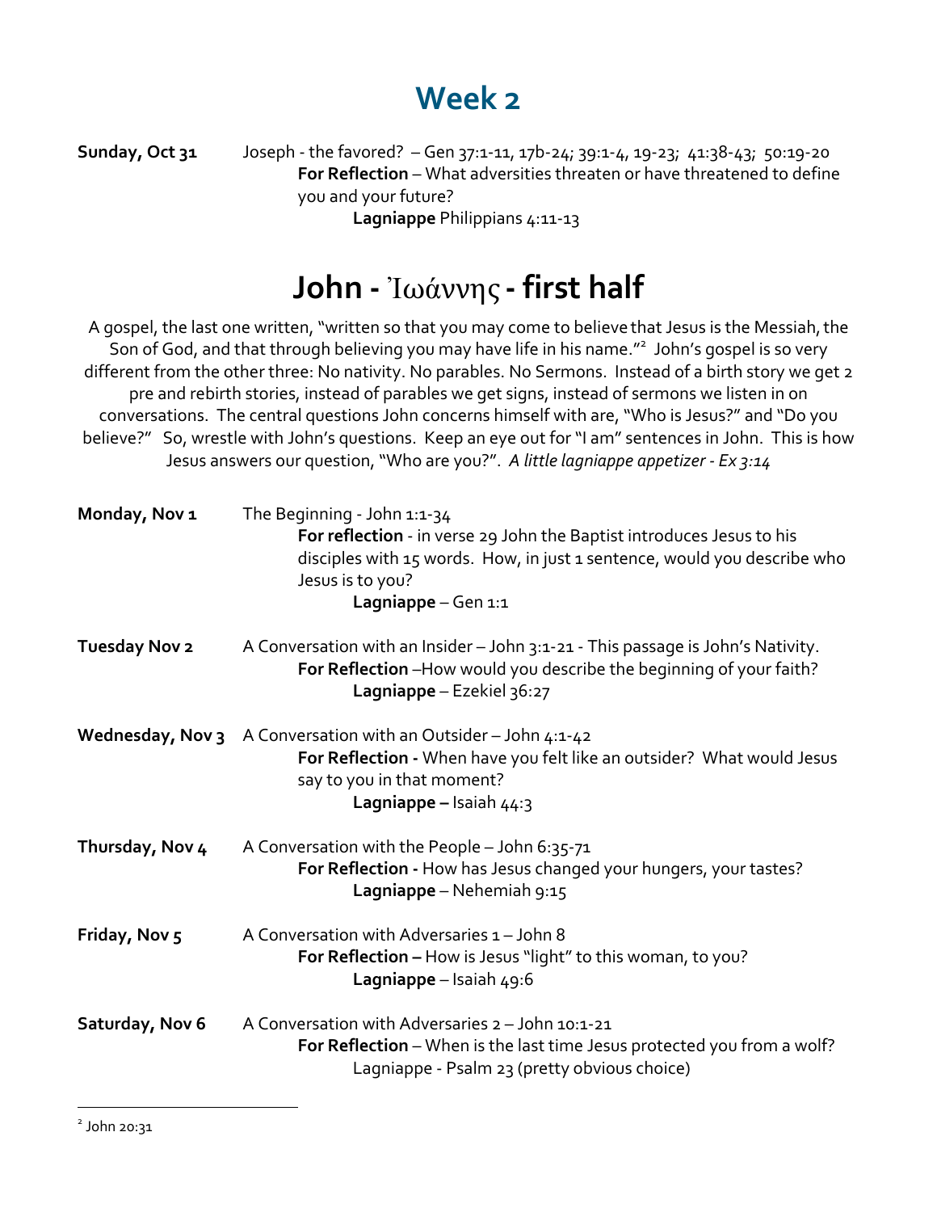# Week 2

**Sunday, Oct 31** Joseph - the favored? – Gen 37:1-11, 17b-24; 39:1-4, 19-23; 41:38-43; 50:19-20

**For Reflection** – What adversities threaten or have threatened to define you and your future?

**Lagniappe** Philippians 4:11-13

# John - Ἰωάννης - first half

A gospel, the last one written, "written so that you may come to believe that Jesus is the Messiah, the Son of God, and that through believing you may have life in his name."[2] John's gospel is so very different from the other three: No nativity. No parables. No Sermons. Instead of a birth story we get 2 pre and rebirth stories, instead of parables we get signs, instead of sermons we listen in on conversations. The central questions John concerns himself with are, "Who is Jesus?" and "Do you believe?" So, wrestle with John's questions. Keep an eye out for "I am" sentences in John. This is how Jesus answers our question, "Who are you?". *A little lagniappe appetizer - Ex 3:14*

**Monday, Nov 1** The Beginning - John 1:1-34

**For reflection** - in verse 29 John the Baptist introduces Jesus to his disciples with 15 words. How, in just 1 sentence, would you describe who Jesus is to you?

**Lagniappe** – Gen 1:1

**Tuesday Nov 2** A Conversation with an Insider – John 3:1-21 - This passage is John's Nativity.

**For Reflection** –How would you describe the beginning of your faith?

**Lagniappe** – Ezekiel 36:27

**Wednesday, Nov 3** A Conversation with an Outsider – John 4:1-42

**For Reflection -** When have you felt like an outsider? What would Jesus say to you in that moment?

**Lagniappe –** Isaiah 44:3

**Thursday, Nov 4** A Conversation with the People – John 6:35-71

**For Reflection -** How has Jesus changed your hungers, your tastes?

**Lagniappe** – Nehemiah 9:15

**Friday, Nov 5** A Conversation with Adversaries 1 – John 8

**For Reflection –** How is Jesus "light" to this woman, to you?

**Lagniappe** – Isaiah 49:6

**Saturday, Nov 6** A Conversation with Adversaries 2 – John 10:1-21

**For Reflection** – When is the last time Jesus protected you from a wolf?

Lagniappe - Psalm 23 (pretty obvious choice)

---

[2] John 20:31